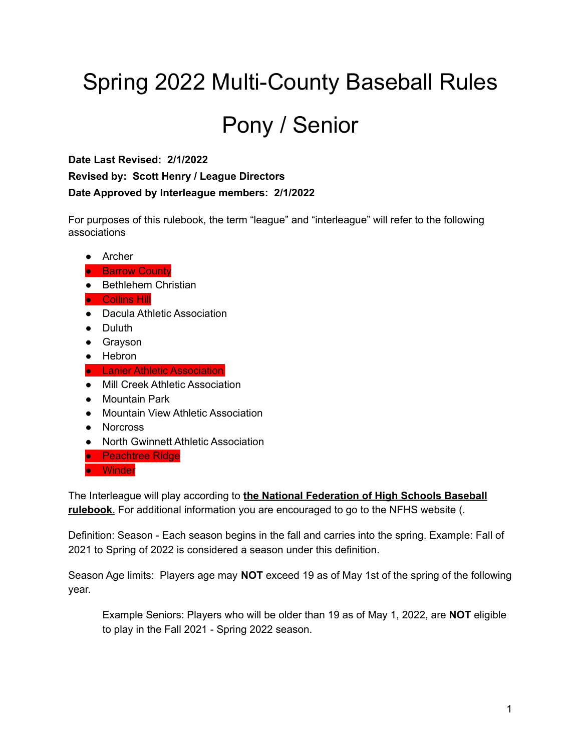# Spring 2022 Multi-County Baseball Rules

# Pony / Senior

**Date Last Revised: 2/1/2022**

**Revised by: Scott Henry / League Directors**

**Date Approved by Interleague members: 2/1/2022**

For purposes of this rulebook, the term "league" and "interleague" will refer to the following associations

- Archer
- Barrow County
- Bethlehem Christian
- Collins Hill
- Dacula Athletic Association
- Duluth
- Grayson
- Hebron
- Lanier Athletic Association
- Mill Creek Athletic Association
- Mountain Park
- Mountain View Athletic Association
- Norcross
- North Gwinnett Athletic Association
- Peachtree Ridge
- Winder

The Interleague will play according to **the National Federation of High Schools Baseball rulebook**. For additional information you are encouraged to go to the NFHS website (.

Definition: Season - Each season begins in the fall and carries into the spring. Example: Fall of 2021 to Spring of 2022 is considered a season under this definition.

Season Age limits: Players age may **NOT** exceed 19 as of May 1st of the spring of the following year.

> Example Seniors: Players who will be older than 19 as of May 1, 2022, are **NOT** eligible to play in the Fall 2021 - Spring 2022 season.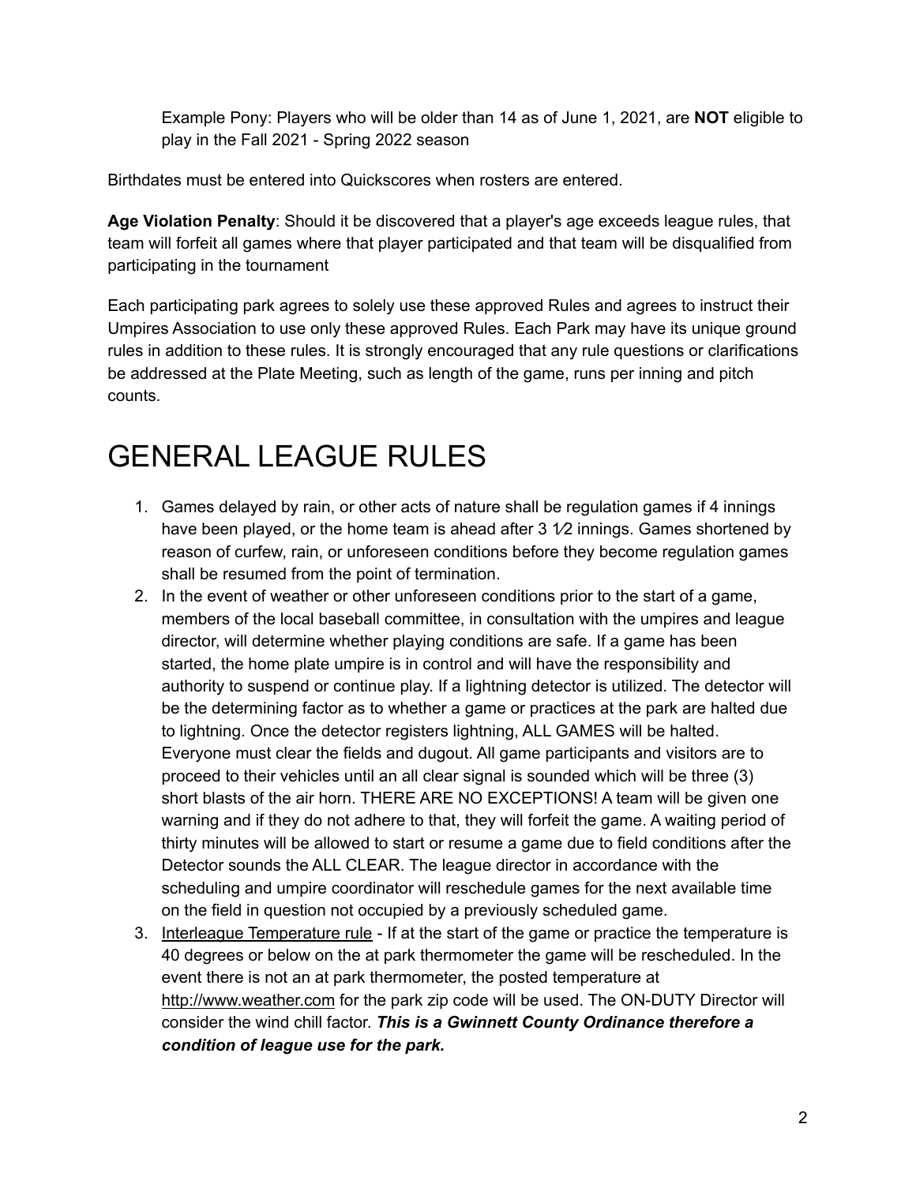Example Pony: Players who will be older than 14 as of June 1, 2021, are **NOT** eligible to play in the Fall 2021 - Spring 2022 season

Birthdates must be entered into Quickscores when rosters are entered.

**Age Violation Penalty**: Should it be discovered that a player's age exceeds league rules, that team will forfeit all games where that player participated and that team will be disqualified from participating in the tournament

Each participating park agrees to solely use these approved Rules and agrees to instruct their Umpires Association to use only these approved Rules. Each Park may have its unique ground rules in addition to these rules. It is strongly encouraged that any rule questions or clarifications be addressed at the Plate Meeting, such as length of the game, runs per inning and pitch counts.

# GENERAL LEAGUE RULES

1. Games delayed by rain, or other acts of nature shall be regulation games if 4 innings have been played, or the home team is ahead after 3 1⁄2 innings. Games shortened by reason of curfew, rain, or unforeseen conditions before they become regulation games shall be resumed from the point of termination.
2. In the event of weather or other unforeseen conditions prior to the start of a game, members of the local baseball committee, in consultation with the umpires and league director, will determine whether playing conditions are safe. If a game has been started, the home plate umpire is in control and will have the responsibility and authority to suspend or continue play. If a lightning detector is utilized. The detector will be the determining factor as to whether a game or practices at the park are halted due to lightning. Once the detector registers lightning, ALL GAMES will be halted. Everyone must clear the fields and dugout. All game participants and visitors are to proceed to their vehicles until an all clear signal is sounded which will be three (3) short blasts of the air horn. THERE ARE NO EXCEPTIONS! A team will be given one warning and if they do not adhere to that, they will forfeit the game. A waiting period of thirty minutes will be allowed to start or resume a game due to field conditions after the Detector sounds the ALL CLEAR. The league director in accordance with the scheduling and umpire coordinator will reschedule games for the next available time on the field in question not occupied by a previously scheduled game.
3. Interleague Temperature rule - If at the start of the game or practice the temperature is 40 degrees or below on the at park thermometer the game will be rescheduled. In the event there is not an at park thermometer, the posted temperature at http://www.weather.com for the park zip code will be used. The ON-DUTY Director will consider the wind chill factor. ***This is a Gwinnett County Ordinance therefore a condition of league use for the park.***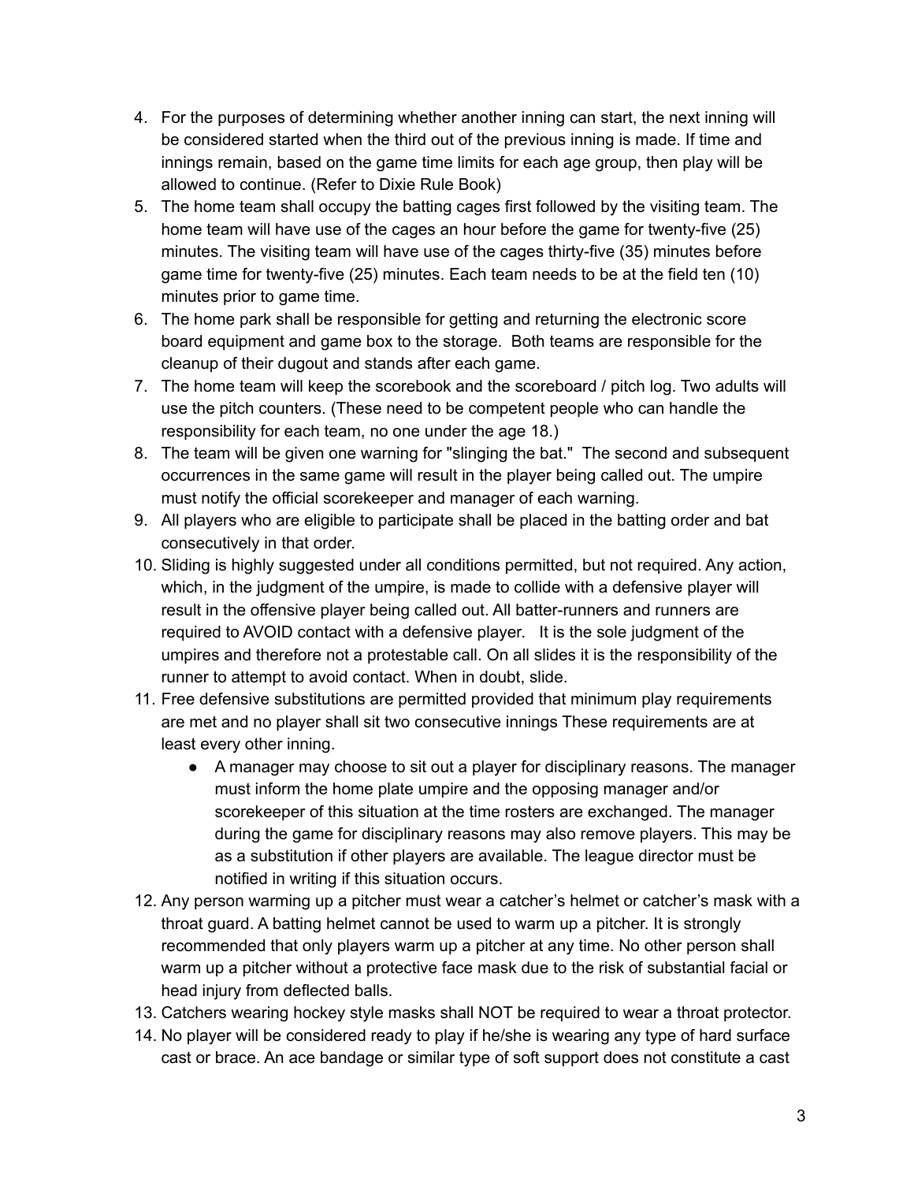4. For the purposes of determining whether another inning can start, the next inning will be considered started when the third out of the previous inning is made. If time and innings remain, based on the game time limits for each age group, then play will be allowed to continue. (Refer to Dixie Rule Book)
5. The home team shall occupy the batting cages first followed by the visiting team. The home team will have use of the cages an hour before the game for twenty-five (25) minutes. The visiting team will have use of the cages thirty-five (35) minutes before game time for twenty-five (25) minutes. Each team needs to be at the field ten (10) minutes prior to game time.
6. The home park shall be responsible for getting and returning the electronic score board equipment and game box to the storage. Both teams are responsible for the cleanup of their dugout and stands after each game.
7. The home team will keep the scorebook and the scoreboard / pitch log. Two adults will use the pitch counters. (These need to be competent people who can handle the responsibility for each team, no one under the age 18.)
8. The team will be given one warning for "slinging the bat." The second and subsequent occurrences in the same game will result in the player being called out. The umpire must notify the official scorekeeper and manager of each warning.
9. All players who are eligible to participate shall be placed in the batting order and bat consecutively in that order.
10. Sliding is highly suggested under all conditions permitted, but not required. Any action, which, in the judgment of the umpire, is made to collide with a defensive player will result in the offensive player being called out. All batter-runners and runners are required to AVOID contact with a defensive player. It is the sole judgment of the umpires and therefore not a protestable call. On all slides it is the responsibility of the runner to attempt to avoid contact. When in doubt, slide.
11. Free defensive substitutions are permitted provided that minimum play requirements are met and no player shall sit two consecutive innings These requirements are at least every other inning.
    - A manager may choose to sit out a player for disciplinary reasons. The manager must inform the home plate umpire and the opposing manager and/or scorekeeper of this situation at the time rosters are exchanged. The manager during the game for disciplinary reasons may also remove players. This may be as a substitution if other players are available. The league director must be notified in writing if this situation occurs.
12. Any person warming up a pitcher must wear a catcher's helmet or catcher's mask with a throat guard. A batting helmet cannot be used to warm up a pitcher. It is strongly recommended that only players warm up a pitcher at any time. No other person shall warm up a pitcher without a protective face mask due to the risk of substantial facial or head injury from deflected balls.
13. Catchers wearing hockey style masks shall NOT be required to wear a throat protector.
14. No player will be considered ready to play if he/she is wearing any type of hard surface cast or brace. An ace bandage or similar type of soft support does not constitute a cast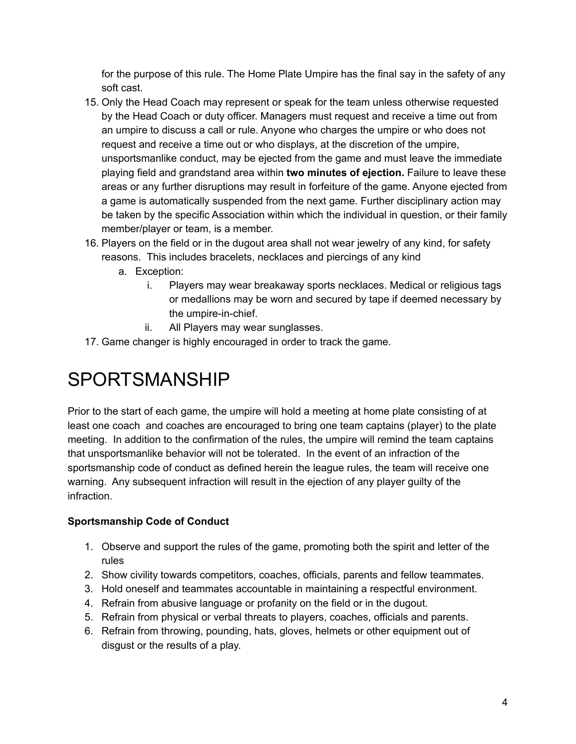for the purpose of this rule. The Home Plate Umpire has the final say in the safety of any soft cast.

15. Only the Head Coach may represent or speak for the team unless otherwise requested by the Head Coach or duty officer. Managers must request and receive a time out from an umpire to discuss a call or rule. Anyone who charges the umpire or who does not request and receive a time out or who displays, at the discretion of the umpire, unsportsmanlike conduct, may be ejected from the game and must leave the immediate playing field and grandstand area within **two minutes of ejection.** Failure to leave these areas or any further disruptions may result in forfeiture of the game. Anyone ejected from a game is automatically suspended from the next game. Further disciplinary action may be taken by the specific Association within which the individual in question, or their family member/player or team, is a member.
16. Players on the field or in the dugout area shall not wear jewelry of any kind, for safety reasons. This includes bracelets, necklaces and piercings of any kind
    a. Exception:
        i. Players may wear breakaway sports necklaces. Medical or religious tags or medallions may be worn and secured by tape if deemed necessary by the umpire-in-chief.
        ii. All Players may wear sunglasses.
17. Game changer is highly encouraged in order to track the game.

# SPORTSMANSHIP

Prior to the start of each game, the umpire will hold a meeting at home plate consisting of at least one coach and coaches are encouraged to bring one team captains (player) to the plate meeting. In addition to the confirmation of the rules, the umpire will remind the team captains that unsportsmanlike behavior will not be tolerated. In the event of an infraction of the sportsmanship code of conduct as defined herein the league rules, the team will receive one warning. Any subsequent infraction will result in the ejection of any player guilty of the infraction.

**Sportsmanship Code of Conduct**

1. Observe and support the rules of the game, promoting both the spirit and letter of the rules
2. Show civility towards competitors, coaches, officials, parents and fellow teammates.
3. Hold oneself and teammates accountable in maintaining a respectful environment.
4. Refrain from abusive language or profanity on the field or in the dugout.
5. Refrain from physical or verbal threats to players, coaches, officials and parents.
6. Refrain from throwing, pounding, hats, gloves, helmets or other equipment out of disgust or the results of a play.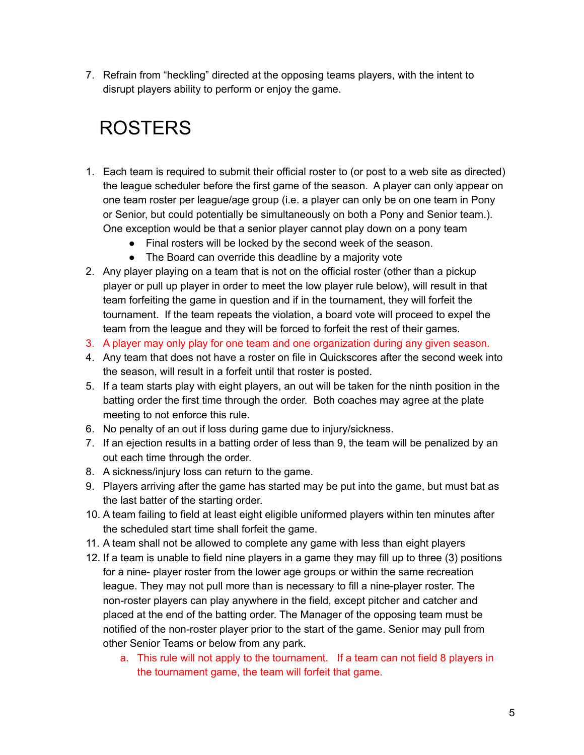7. Refrain from "heckling" directed at the opposing teams players, with the intent to disrupt players ability to perform or enjoy the game.

# ROSTERS

1. Each team is required to submit their official roster to (or post to a web site as directed) the league scheduler before the first game of the season. A player can only appear on one team roster per league/age group (i.e. a player can only be on one team in Pony or Senior, but could potentially be simultaneously on both a Pony and Senior team.). One exception would be that a senior player cannot play down on a pony team
   - Final rosters will be locked by the second week of the season.
   - The Board can override this deadline by a majority vote
2. Any player playing on a team that is not on the official roster (other than a pickup player or pull up player in order to meet the low player rule below), will result in that team forfeiting the game in question and if in the tournament, they will forfeit the tournament. If the team repeats the violation, a board vote will proceed to expel the team from the league and they will be forced to forfeit the rest of their games.
3. A player may only play for one team and one organization during any given season.
4. Any team that does not have a roster on file in Quickscores after the second week into the season, will result in a forfeit until that roster is posted.
5. If a team starts play with eight players, an out will be taken for the ninth position in the batting order the first time through the order. Both coaches may agree at the plate meeting to not enforce this rule.
6. No penalty of an out if loss during game due to injury/sickness.
7. If an ejection results in a batting order of less than 9, the team will be penalized by an out each time through the order.
8. A sickness/injury loss can return to the game.
9. Players arriving after the game has started may be put into the game, but must bat as the last batter of the starting order.
10. A team failing to field at least eight eligible uniformed players within ten minutes after the scheduled start time shall forfeit the game.
11. A team shall not be allowed to complete any game with less than eight players
12. If a team is unable to field nine players in a game they may fill up to three (3) positions for a nine- player roster from the lower age groups or within the same recreation league. They may not pull more than is necessary to fill a nine-player roster. The non-roster players can play anywhere in the field, except pitcher and catcher and placed at the end of the batting order. The Manager of the opposing team must be notified of the non-roster player prior to the start of the game. Senior may pull from other Senior Teams or below from any park.
    a. This rule will not apply to the tournament. If a team can not field 8 players in the tournament game, the team will forfeit that game.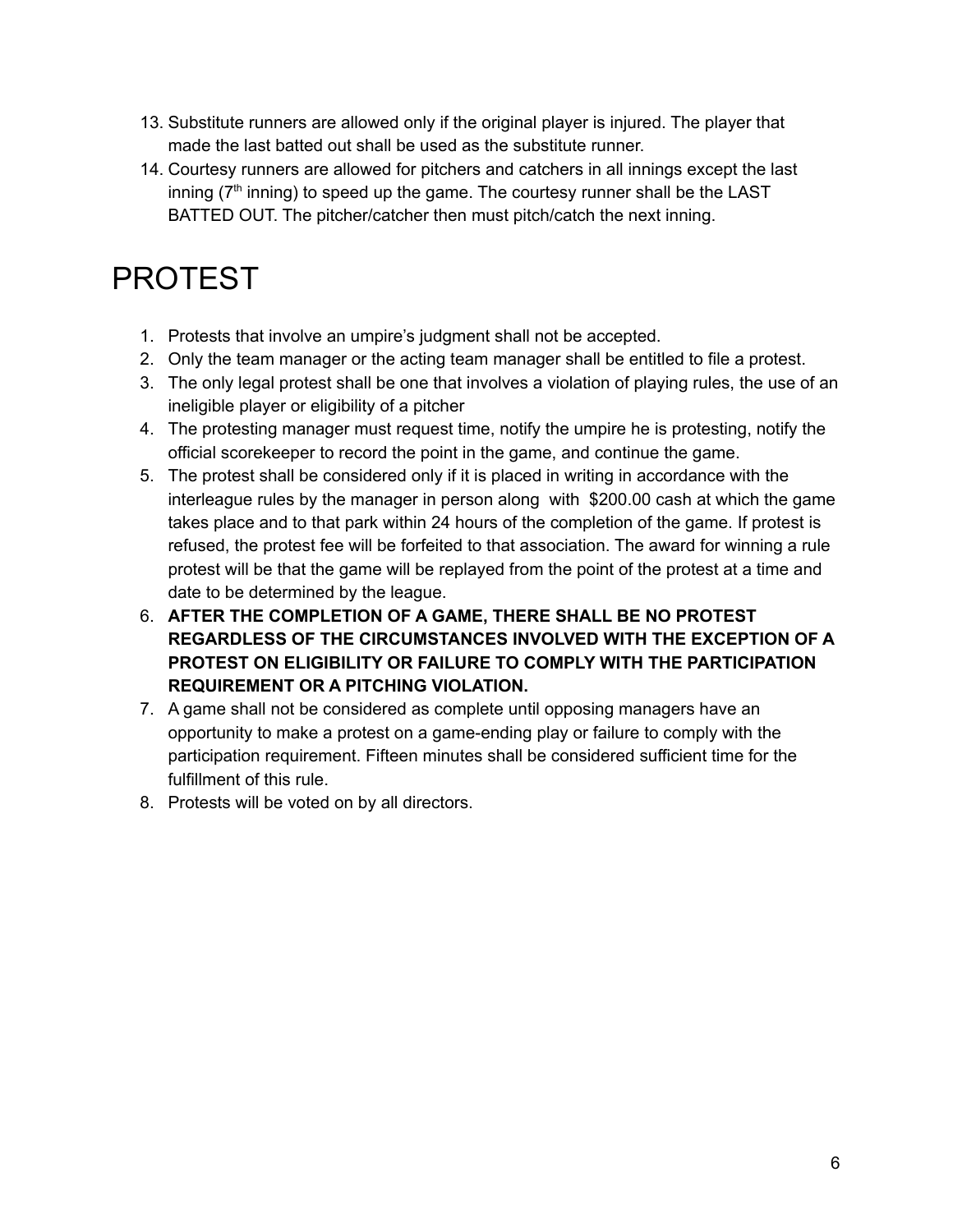13. Substitute runners are allowed only if the original player is injured. The player that made the last batted out shall be used as the substitute runner.
14. Courtesy runners are allowed for pitchers and catchers in all innings except the last inning (7th inning) to speed up the game. The courtesy runner shall be the LAST BATTED OUT. The pitcher/catcher then must pitch/catch the next inning.

# PROTEST

1. Protests that involve an umpire's judgment shall not be accepted.
2. Only the team manager or the acting team manager shall be entitled to file a protest.
3. The only legal protest shall be one that involves a violation of playing rules, the use of an ineligible player or eligibility of a pitcher
4. The protesting manager must request time, notify the umpire he is protesting, notify the official scorekeeper to record the point in the game, and continue the game.
5. The protest shall be considered only if it is placed in writing in accordance with the interleague rules by the manager in person along with $200.00 cash at which the game takes place and to that park within 24 hours of the completion of the game. If protest is refused, the protest fee will be forfeited to that association. The award for winning a rule protest will be that the game will be replayed from the point of the protest at a time and date to be determined by the league.
6. **AFTER THE COMPLETION OF A GAME, THERE SHALL BE NO PROTEST REGARDLESS OF THE CIRCUMSTANCES INVOLVED WITH THE EXCEPTION OF A PROTEST ON ELIGIBILITY OR FAILURE TO COMPLY WITH THE PARTICIPATION REQUIREMENT OR A PITCHING VIOLATION.**
7. A game shall not be considered as complete until opposing managers have an opportunity to make a protest on a game-ending play or failure to comply with the participation requirement. Fifteen minutes shall be considered sufficient time for the fulfillment of this rule.
8. Protests will be voted on by all directors.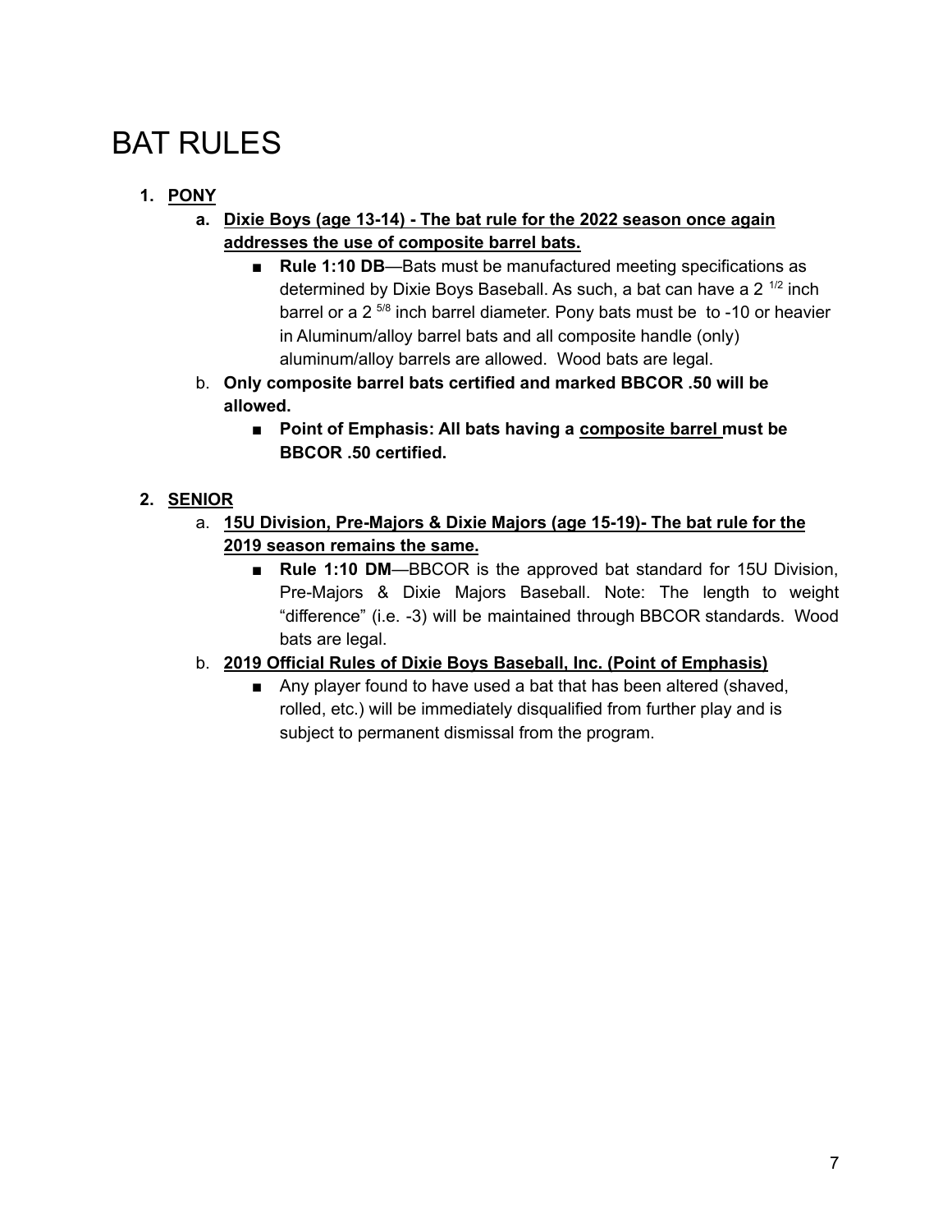# BAT RULES

1. **PONY**
    a. **Dixie Boys (age 13-14) - The bat rule for the 2022 season once again addresses the use of composite barrel bats.**
        - **Rule 1:10 DB**—Bats must be manufactured meeting specifications as determined by Dixie Boys Baseball. As such, a bat can have a 2 $^{1/2}$ inch barrel or a 2 $^{5/8}$ inch barrel diameter. Pony bats must be to -10 or heavier in Aluminum/alloy barrel bats and all composite handle (only) aluminum/alloy barrels are allowed. Wood bats are legal.

    b. **Only composite barrel bats certified and marked BBCOR .50 will be allowed.**
        - **Point of Emphasis: All bats having a composite barrel must be BBCOR .50 certified.**

2. **SENIOR**
    a. **15U Division, Pre-Majors & Dixie Majors (age 15-19)- The bat rule for the 2019 season remains the same.**
        - **Rule 1:10 DM**—BBCOR is the approved bat standard for 15U Division, Pre-Majors & Dixie Majors Baseball. Note: The length to weight "difference" (i.e. -3) will be maintained through BBCOR standards. Wood bats are legal.

    b. **2019 Official Rules of Dixie Boys Baseball, Inc. (Point of Emphasis)**
        - Any player found to have used a bat that has been altered (shaved, rolled, etc.) will be immediately disqualified from further play and is subject to permanent dismissal from the program.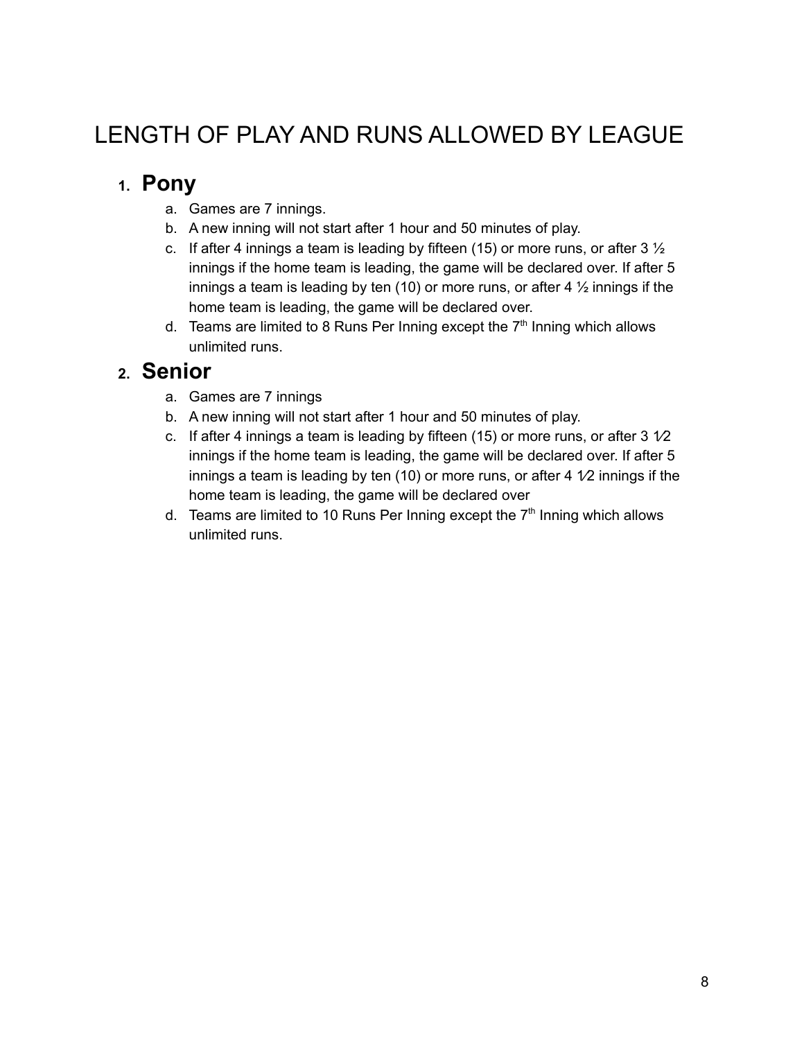# LENGTH OF PLAY AND RUNS ALLOWED BY LEAGUE

1. **Pony**
    a. Games are 7 innings.
    b. A new inning will not start after 1 hour and 50 minutes of play.
    c. If after 4 innings a team is leading by fifteen (15) or more runs, or after 3 ½ innings if the home team is leading, the game will be declared over. If after 5 innings a team is leading by ten (10) or more runs, or after 4 ½ innings if the home team is leading, the game will be declared over.
    d. Teams are limited to 8 Runs Per Inning except the 7th Inning which allows unlimited runs.

2. **Senior**
    a. Games are 7 innings
    b. A new inning will not start after 1 hour and 50 minutes of play.
    c. If after 4 innings a team is leading by fifteen (15) or more runs, or after 3 1⁄2 innings if the home team is leading, the game will be declared over. If after 5 innings a team is leading by ten (10) or more runs, or after 4 1⁄2 innings if the home team is leading, the game will be declared over
    d. Teams are limited to 10 Runs Per Inning except the 7th Inning which allows unlimited runs.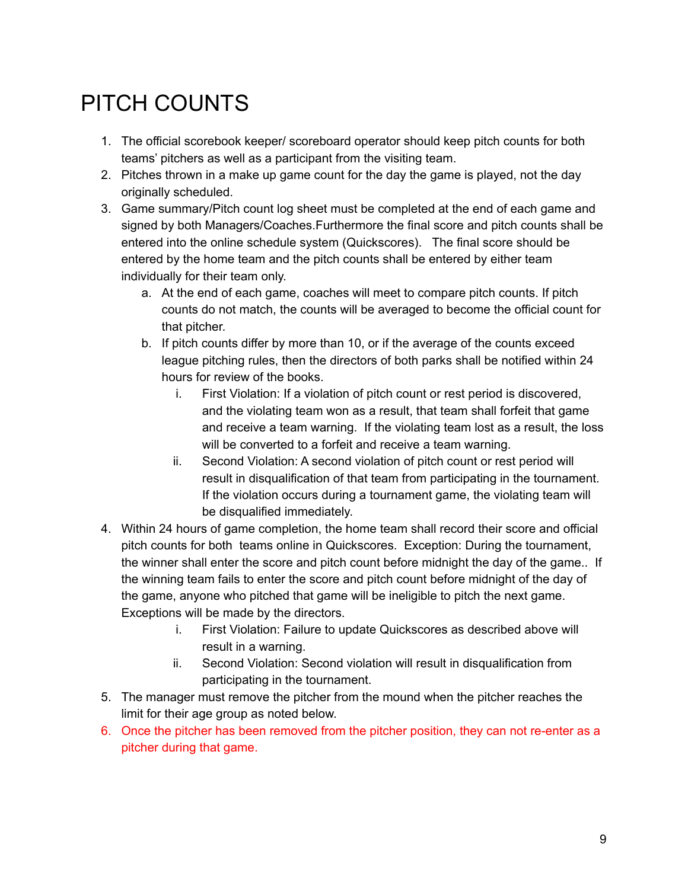# PITCH COUNTS

1. The official scorebook keeper/ scoreboard operator should keep pitch counts for both teams' pitchers as well as a participant from the visiting team.
2. Pitches thrown in a make up game count for the day the game is played, not the day originally scheduled.
3. Game summary/Pitch count log sheet must be completed at the end of each game and signed by both Managers/Coaches.Furthermore the final score and pitch counts shall be entered into the online schedule system (Quickscores). The final score should be entered by the home team and the pitch counts shall be entered by either team individually for their team only.
    a. At the end of each game, coaches will meet to compare pitch counts. If pitch counts do not match, the counts will be averaged to become the official count for that pitcher.
    b. If pitch counts differ by more than 10, or if the average of the counts exceed league pitching rules, then the directors of both parks shall be notified within 24 hours for review of the books.
        i. First Violation: If a violation of pitch count or rest period is discovered, and the violating team won as a result, that team shall forfeit that game and receive a team warning. If the violating team lost as a result, the loss will be converted to a forfeit and receive a team warning.
        ii. Second Violation: A second violation of pitch count or rest period will result in disqualification of that team from participating in the tournament. If the violation occurs during a tournament game, the violating team will be disqualified immediately.
4. Within 24 hours of game completion, the home team shall record their score and official pitch counts for both teams online in Quickscores. Exception: During the tournament, the winner shall enter the score and pitch count before midnight the day of the game.. If the winning team fails to enter the score and pitch count before midnight of the day of the game, anyone who pitched that game will be ineligible to pitch the next game. Exceptions will be made by the directors.
    i. First Violation: Failure to update Quickscores as described above will result in a warning.
    ii. Second Violation: Second violation will result in disqualification from participating in the tournament.
5. The manager must remove the pitcher from the mound when the pitcher reaches the limit for their age group as noted below.
6. Once the pitcher has been removed from the pitcher position, they can not re-enter as a pitcher during that game.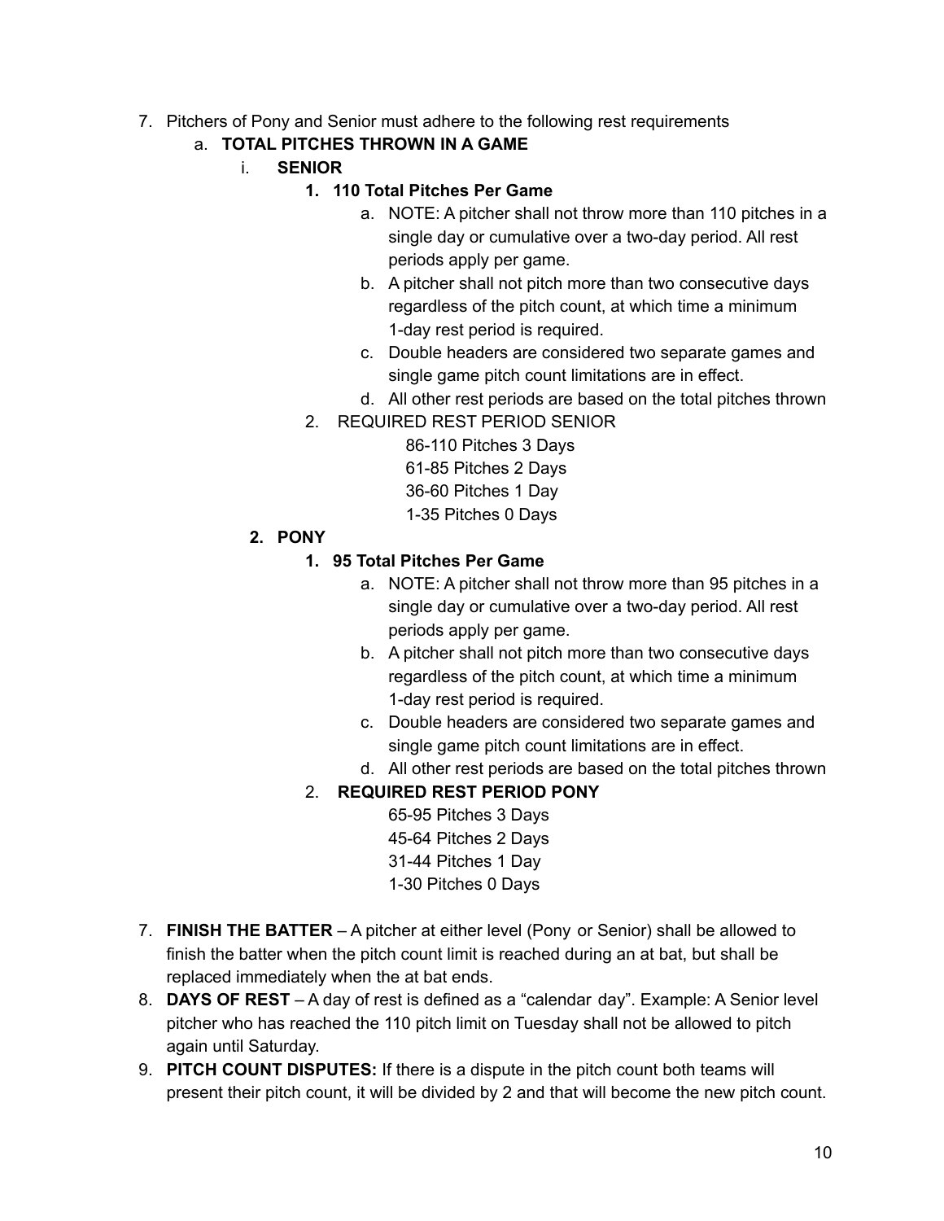7. Pitchers of Pony and Senior must adhere to the following rest requirements
   a. **TOTAL PITCHES THROWN IN A GAME**
      i. **SENIOR**
         1. **110 Total Pitches Per Game**
            a. NOTE: A pitcher shall not throw more than 110 pitches in a single day or cumulative over a two-day period. All rest periods apply per game.
            b. A pitcher shall not pitch more than two consecutive days regardless of the pitch count, at which time a minimum 1-day rest period is required.
            c. Double headers are considered two separate games and single game pitch count limitations are in effect.
            d. All other rest periods are based on the total pitches thrown
         2. REQUIRED REST PERIOD SENIOR
            - 86-110 Pitches 3 Days
            - 61-85 Pitches 2 Days
            - 36-60 Pitches 1 Day
            - 1-35 Pitches 0 Days
      2. **PONY**
         1. **95 Total Pitches Per Game**
            a. NOTE: A pitcher shall not throw more than 95 pitches in a single day or cumulative over a two-day period. All rest periods apply per game.
            b. A pitcher shall not pitch more than two consecutive days regardless of the pitch count, at which time a minimum 1-day rest period is required.
            c. Double headers are considered two separate games and single game pitch count limitations are in effect.
            d. All other rest periods are based on the total pitches thrown
         2. **REQUIRED REST PERIOD PONY**
            - 65-95 Pitches 3 Days
            - 45-64 Pitches 2 Days
            - 31-44 Pitches 1 Day
            - 1-30 Pitches 0 Days

7. **FINISH THE BATTER** – A pitcher at either level (Pony or Senior) shall be allowed to finish the batter when the pitch count limit is reached during an at bat, but shall be replaced immediately when the at bat ends.
8. **DAYS OF REST** – A day of rest is defined as a "calendar day". Example: A Senior level pitcher who has reached the 110 pitch limit on Tuesday shall not be allowed to pitch again until Saturday.
9. **PITCH COUNT DISPUTES:** If there is a dispute in the pitch count both teams will present their pitch count, it will be divided by 2 and that will become the new pitch count.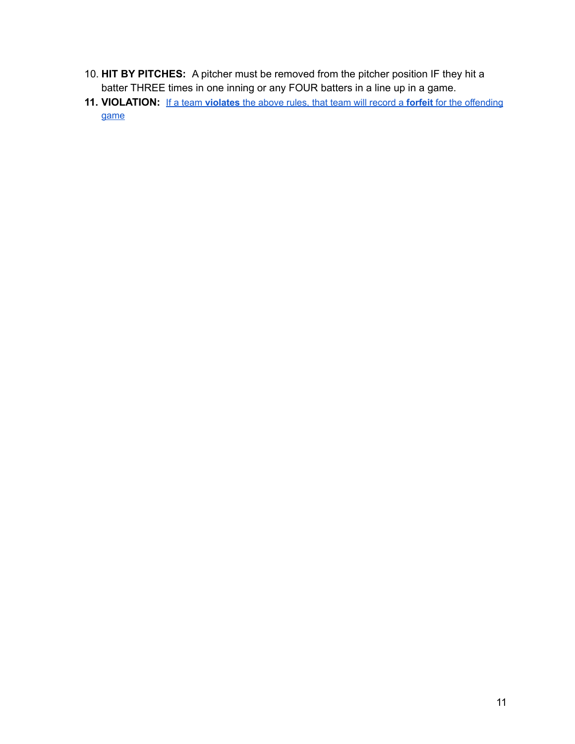10. **HIT BY PITCHES:** A pitcher must be removed from the pitcher position IF they hit a batter THREE times in one inning or any FOUR batters in a line up in a game.
11. **VIOLATION:** If a team **violates** the above rules, that team will record a **forfeit** for the offending game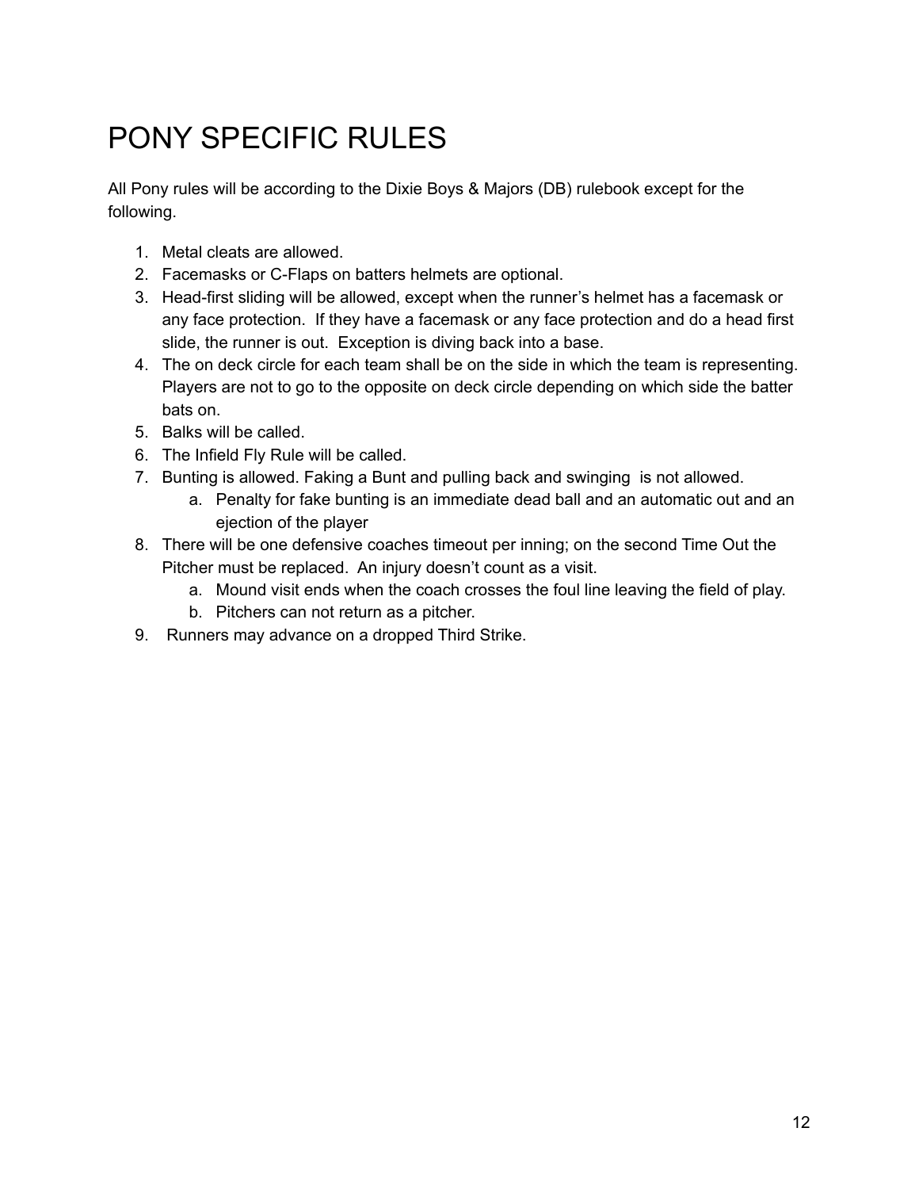# PONY SPECIFIC RULES

All Pony rules will be according to the Dixie Boys & Majors (DB) rulebook except for the following.

1. Metal cleats are allowed.
2. Facemasks or C-Flaps on batters helmets are optional.
3. Head-first sliding will be allowed, except when the runner's helmet has a facemask or any face protection. If they have a facemask or any face protection and do a head first slide, the runner is out. Exception is diving back into a base.
4. The on deck circle for each team shall be on the side in which the team is representing. Players are not to go to the opposite on deck circle depending on which side the batter bats on.
5. Balks will be called.
6. The Infield Fly Rule will be called.
7. Bunting is allowed. Faking a Bunt and pulling back and swinging is not allowed.
   a. Penalty for fake bunting is an immediate dead ball and an automatic out and an ejection of the player
8. There will be one defensive coaches timeout per inning; on the second Time Out the Pitcher must be replaced. An injury doesn't count as a visit.
   a. Mound visit ends when the coach crosses the foul line leaving the field of play.
   b. Pitchers can not return as a pitcher.
9. Runners may advance on a dropped Third Strike.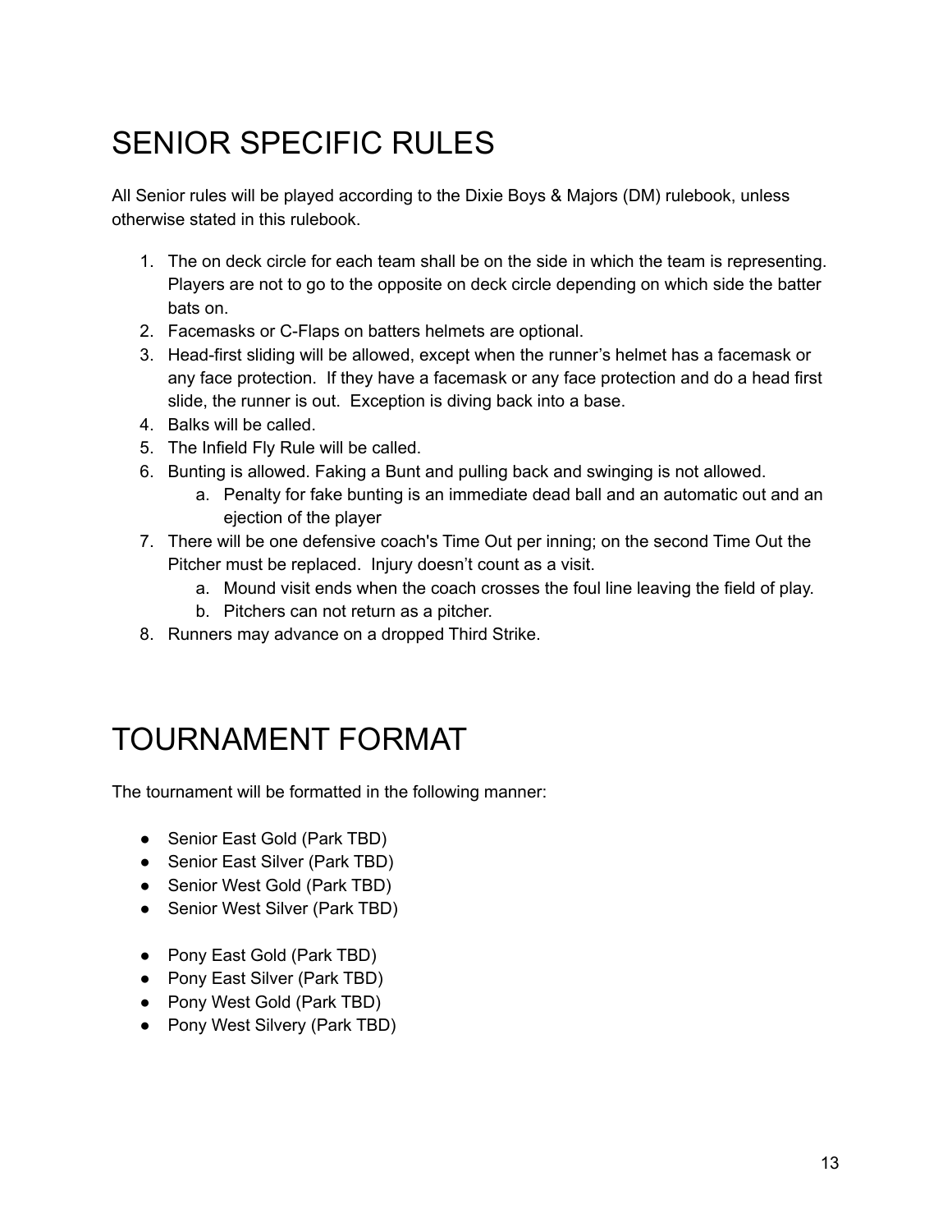# SENIOR SPECIFIC RULES

All Senior rules will be played according to the Dixie Boys & Majors (DM) rulebook, unless otherwise stated in this rulebook.

1. The on deck circle for each team shall be on the side in which the team is representing. Players are not to go to the opposite on deck circle depending on which side the batter bats on.
2. Facemasks or C-Flaps on batters helmets are optional.
3. Head-first sliding will be allowed, except when the runner's helmet has a facemask or any face protection. If they have a facemask or any face protection and do a head first slide, the runner is out. Exception is diving back into a base.
4. Balks will be called.
5. The Infield Fly Rule will be called.
6. Bunting is allowed. Faking a Bunt and pulling back and swinging is not allowed.
   a. Penalty for fake bunting is an immediate dead ball and an automatic out and an ejection of the player
7. There will be one defensive coach's Time Out per inning; on the second Time Out the Pitcher must be replaced. Injury doesn't count as a visit.
   a. Mound visit ends when the coach crosses the foul line leaving the field of play.
   b. Pitchers can not return as a pitcher.
8. Runners may advance on a dropped Third Strike.

# TOURNAMENT FORMAT

The tournament will be formatted in the following manner:

- Senior East Gold (Park TBD)
- Senior East Silver (Park TBD)
- Senior West Gold (Park TBD)
- Senior West Silver (Park TBD)

- Pony East Gold (Park TBD)
- Pony East Silver (Park TBD)
- Pony West Gold (Park TBD)
- Pony West Silvery (Park TBD)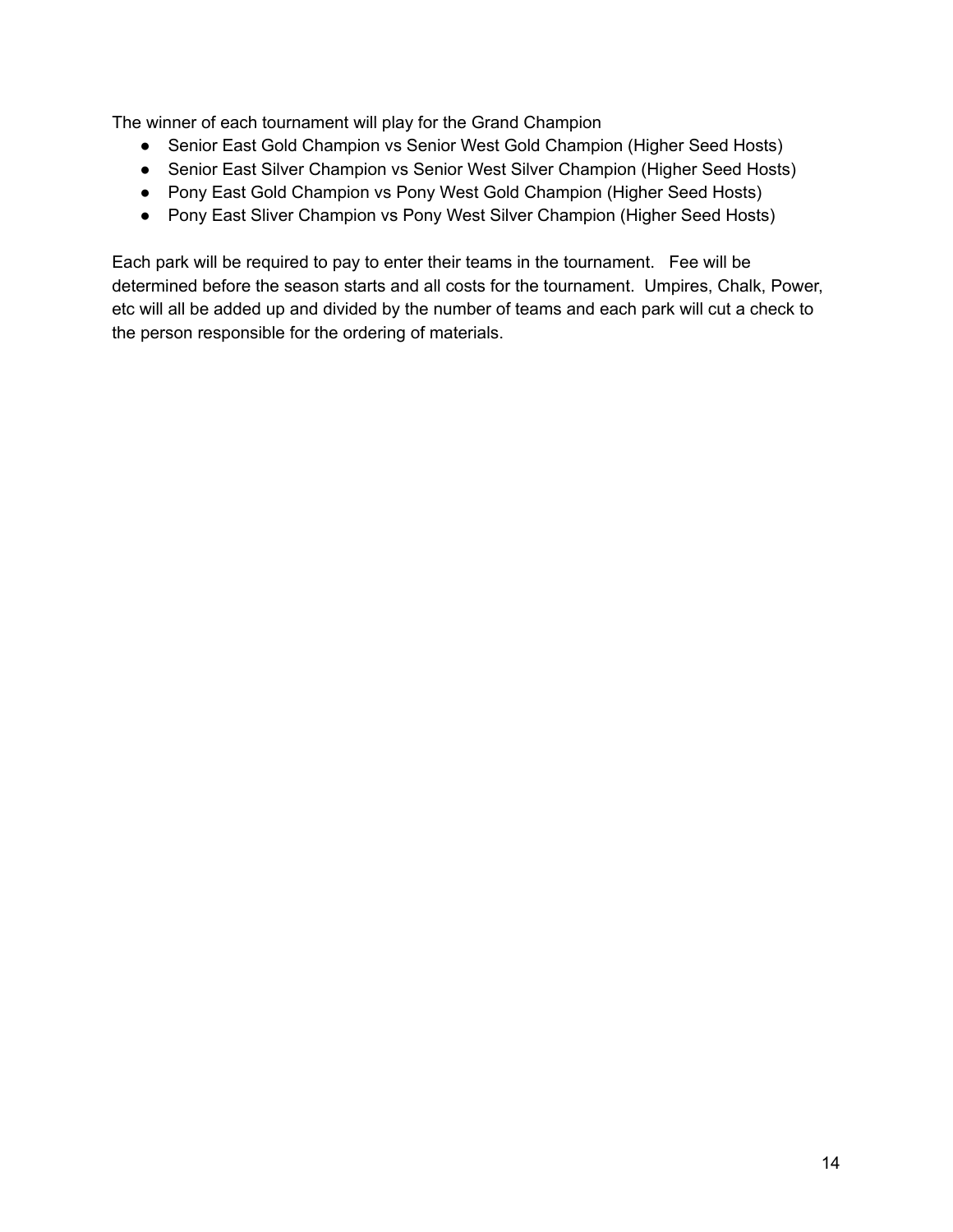The winner of each tournament will play for the Grand Champion

- Senior East Gold Champion vs Senior West Gold Champion (Higher Seed Hosts)
- Senior East Silver Champion vs Senior West Silver Champion (Higher Seed Hosts)
- Pony East Gold Champion vs Pony West Gold Champion (Higher Seed Hosts)
- Pony East Sliver Champion vs Pony West Silver Champion (Higher Seed Hosts)

Each park will be required to pay to enter their teams in the tournament. Fee will be determined before the season starts and all costs for the tournament. Umpires, Chalk, Power, etc will all be added up and divided by the number of teams and each park will cut a check to the person responsible for the ordering of materials.